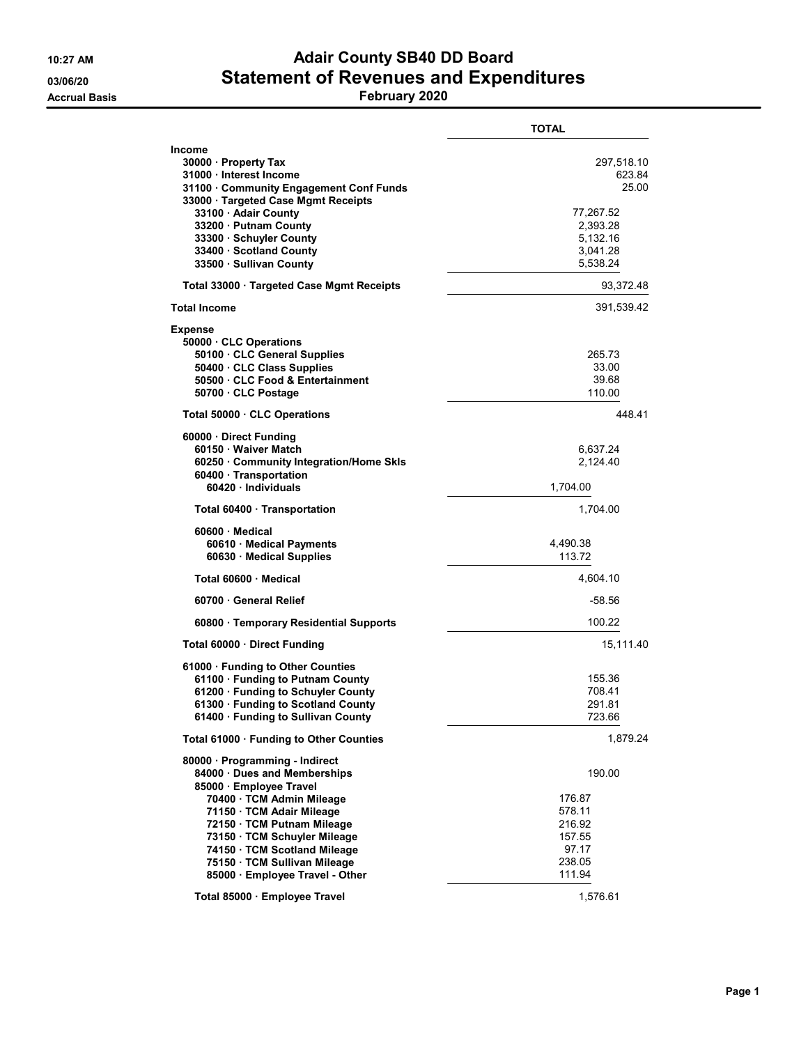# Adair County SB40 DD Board

## Statement of Revenues and Expenditures

**February 2020**

10:27 AM
03/06/20
Accrual Basis

| | TOTAL |
|---|---|
| **Income** | |
| 30000 · Property Tax | 297,518.10 |
| 31000 · Interest Income | 623.84 |
| 31100 · Community Engagement Conf Funds | 25.00 |
| 33000 · Targeted Case Mgmt Receipts | |
| 33100 · Adair County | 77,267.52 |
| 33200 · Putnam County | 2,393.28 |
| 33300 · Schuyler County | 5,132.16 |
| 33400 · Scotland County | 3,041.28 |
| 33500 · Sullivan County | 5,538.24 |
| Total 33000 · Targeted Case Mgmt Receipts | 93,372.48 |
| **Total Income** | 391,539.42 |
| **Expense** | |
| 50000 · CLC Operations | |
| 50100 · CLC General Supplies | 265.73 |
| 50400 · CLC Class Supplies | 33.00 |
| 50500 · CLC Food & Entertainment | 39.68 |
| 50700 · CLC Postage | 110.00 |
| Total 50000 · CLC Operations | 448.41 |
| 60000 · Direct Funding | |
| 60150 · Waiver Match | 6,637.24 |
| 60250 · Community Integration/Home Skls | 2,124.40 |
| 60400 · Transportation | |
| 60420 · Individuals | 1,704.00 |
| Total 60400 · Transportation | 1,704.00 |
| 60600 · Medical | |
| 60610 · Medical Payments | 4,490.38 |
| 60630 · Medical Supplies | 113.72 |
| Total 60600 · Medical | 4,604.10 |
| 60700 · General Relief | -58.56 |
| 60800 · Temporary Residential Supports | 100.22 |
| Total 60000 · Direct Funding | 15,111.40 |
| 61000 · Funding to Other Counties | |
| 61100 · Funding to Putnam County | 155.36 |
| 61200 · Funding to Schuyler County | 708.41 |
| 61300 · Funding to Scotland County | 291.81 |
| 61400 · Funding to Sullivan County | 723.66 |
| Total 61000 · Funding to Other Counties | 1,879.24 |
| 80000 · Programming - Indirect | |
| 84000 · Dues and Memberships | 190.00 |
| 85000 · Employee Travel | |
| 70400 · TCM Admin Mileage | 176.87 |
| 71150 · TCM Adair Mileage | 578.11 |
| 72150 · TCM Putnam Mileage | 216.92 |
| 73150 · TCM Schuyler Mileage | 157.55 |
| 74150 · TCM Scotland Mileage | 97.17 |
| 75150 · TCM Sullivan Mileage | 238.05 |
| 85000 · Employee Travel - Other | 111.94 |
| Total 85000 · Employee Travel | 1,576.61 |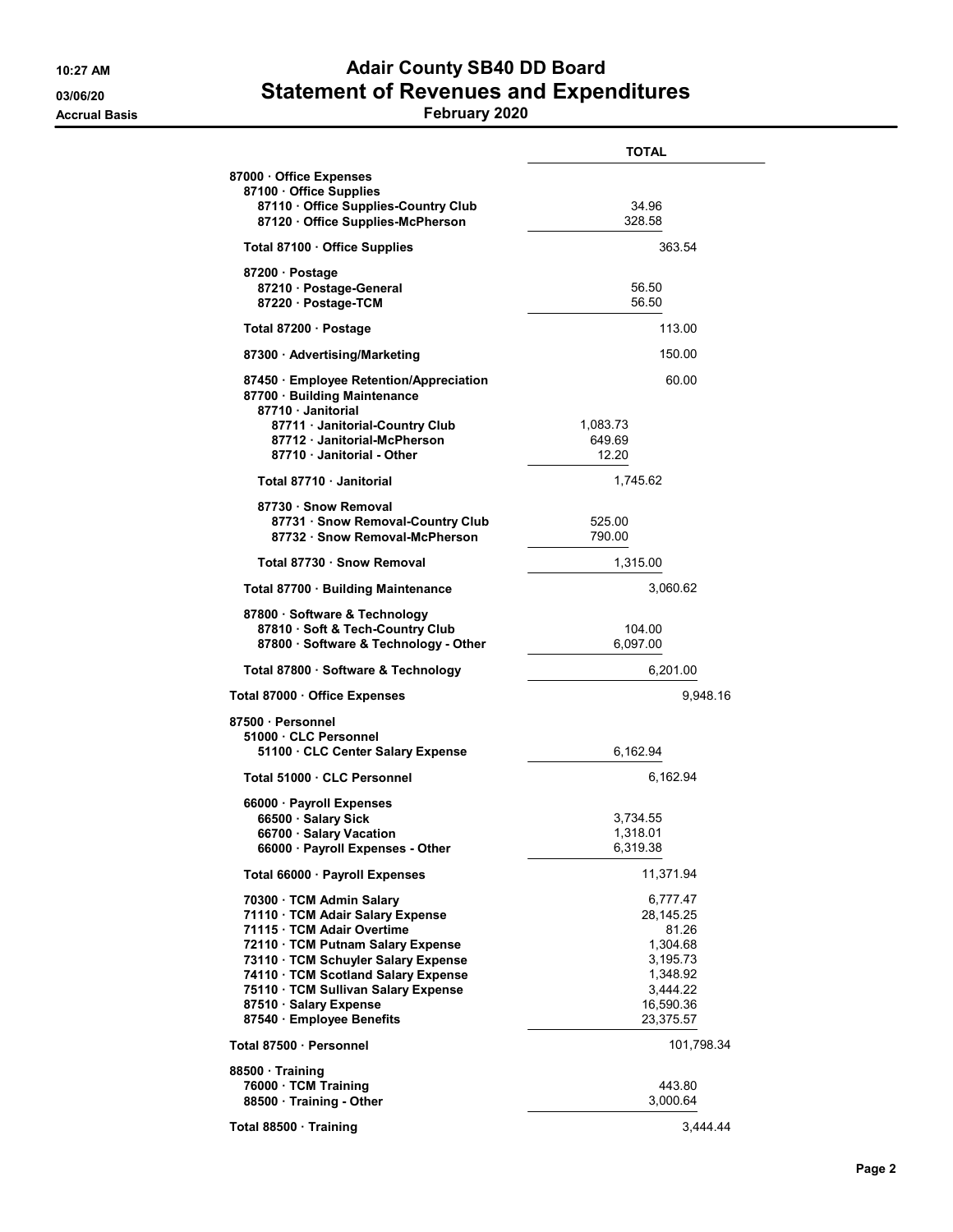# Adair County SB40 DD Board
## Statement of Revenues and Expenditures
### February 2020

10:27 AM
03/06/20
Accrual Basis

| | TOTAL | |
|---|---|---|
| 87000 · Office Expenses | | |
| 87100 · Office Supplies | | |
| 87110 · Office Supplies-Country Club | 34.96 | |
| 87120 · Office Supplies-McPherson | 328.58 | |
| Total 87100 · Office Supplies | | 363.54 |
| 87200 · Postage | | |
| 87210 · Postage-General | 56.50 | |
| 87220 · Postage-TCM | 56.50 | |
| Total 87200 · Postage | | 113.00 |
| 87300 · Advertising/Marketing | | 150.00 |
| 87450 · Employee Retention/Appreciation | | 60.00 |
| 87700 · Building Maintenance | | |
| 87710 · Janitorial | | |
| 87711 · Janitorial-Country Club | 1,083.73 | |
| 87712 · Janitorial-McPherson | 649.69 | |
| 87710 · Janitorial - Other | 12.20 | |
| Total 87710 · Janitorial | 1,745.62 | |
| 87730 · Snow Removal | | |
| 87731 · Snow Removal-Country Club | 525.00 | |
| 87732 · Snow Removal-McPherson | 790.00 | |
| Total 87730 · Snow Removal | 1,315.00 | |
| Total 87700 · Building Maintenance | | 3,060.62 |
| 87800 · Software & Technology | | |
| 87810 · Soft & Tech-Country Club | 104.00 | |
| 87800 · Software & Technology - Other | 6,097.00 | |
| Total 87800 · Software & Technology | | 6,201.00 |
| Total 87000 · Office Expenses | | 9,948.16 |
| 87500 · Personnel | | |
| 51000 · CLC Personnel | | |
| 51100 · CLC Center Salary Expense | 6,162.94 | |
| Total 51000 · CLC Personnel | | 6,162.94 |
| 66000 · Payroll Expenses | | |
| 66500 · Salary Sick | 3,734.55 | |
| 66700 · Salary Vacation | 1,318.01 | |
| 66000 · Payroll Expenses - Other | 6,319.38 | |
| Total 66000 · Payroll Expenses | | 11,371.94 |
| 70300 · TCM Admin Salary | | 6,777.47 |
| 71110 · TCM Adair Salary Expense | | 28,145.25 |
| 71115 · TCM Adair Overtime | | 81.26 |
| 72110 · TCM Putnam Salary Expense | | 1,304.68 |
| 73110 · TCM Schuyler Salary Expense | | 3,195.73 |
| 74110 · TCM Scotland Salary Expense | | 1,348.92 |
| 75110 · TCM Sullivan Salary Expense | | 3,444.22 |
| 87510 · Salary Expense | | 16,590.36 |
| 87540 · Employee Benefits | | 23,375.57 |
| Total 87500 · Personnel | | 101,798.34 |
| 88500 · Training | | |
| 76000 · TCM Training | | 443.80 |
| 88500 · Training - Other | | 3,000.64 |
| Total 88500 · Training | | 3,444.44 |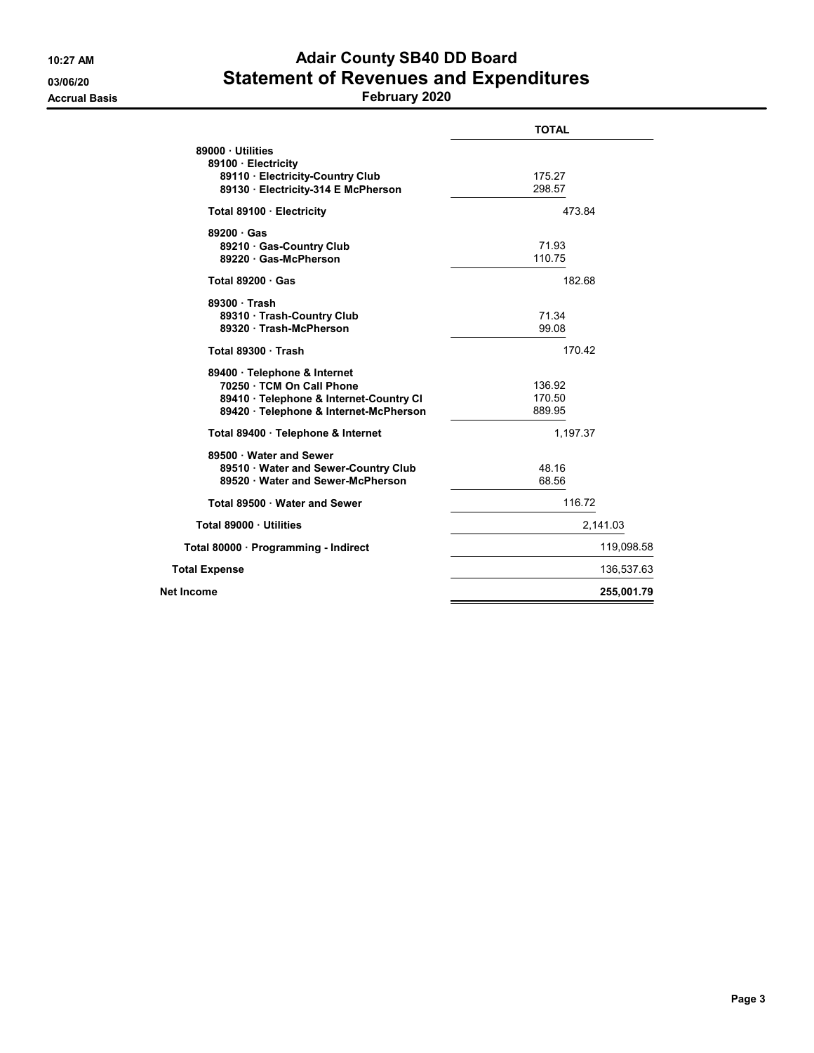# Adair County SB40 DD Board

## Statement of Revenues and Expenditures

**February 2020**

10:27 AM
03/06/20
Accrual Basis

| | | TOTAL |
|---|---|---|
| 89000 · Utilities | | |
| 89100 · Electricity | | |
| 89110 · Electricity-Country Club | 175.27 | |
| 89130 · Electricity-314 E McPherson | 298.57 | |
| Total 89100 · Electricity | | 473.84 |
| 89200 · Gas | | |
| 89210 · Gas-Country Club | 71.93 | |
| 89220 · Gas-McPherson | 110.75 | |
| Total 89200 · Gas | | 182.68 |
| 89300 · Trash | | |
| 89310 · Trash-Country Club | 71.34 | |
| 89320 · Trash-McPherson | 99.08 | |
| Total 89300 · Trash | | 170.42 |
| 89400 · Telephone & Internet | | |
| 70250 · TCM On Call Phone | 136.92 | |
| 89410 · Telephone & Internet-Country Cl | 170.50 | |
| 89420 · Telephone & Internet-McPherson | 889.95 | |
| Total 89400 · Telephone & Internet | | 1,197.37 |
| 89500 · Water and Sewer | | |
| 89510 · Water and Sewer-Country Club | 48.16 | |
| 89520 · Water and Sewer-McPherson | 68.56 | |
| Total 89500 · Water and Sewer | | 116.72 |
| Total 89000 · Utilities | | 2,141.03 |
| Total 80000 · Programming - Indirect | | 119,098.58 |
| Total Expense | | 136,537.63 |
| **Net Income** | | **255,001.79** |